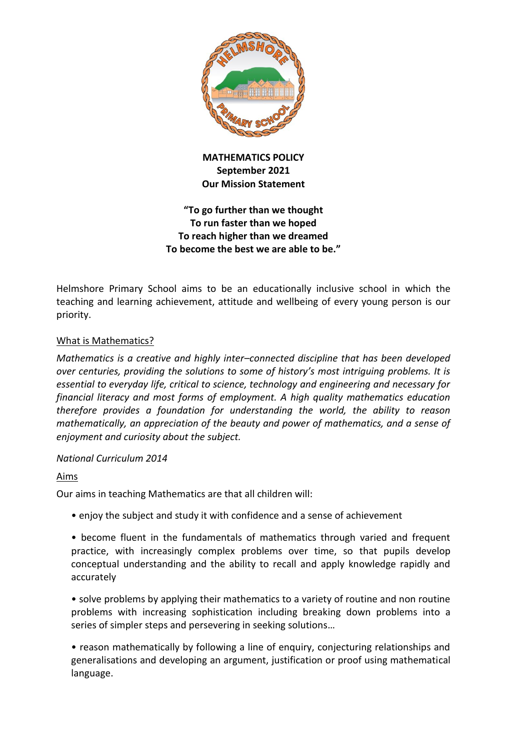**MATHEMATICS POLICY**
**September 2021**
**Our Mission Statement**

**"To go further than we thought**
**To run faster than we hoped**
**To reach higher than we dreamed**
**To become the best we are able to be."**

Helmshore Primary School aims to be an educationally inclusive school in which the teaching and learning achievement, attitude and wellbeing of every young person is our priority.

<u>What is Mathematics?</u>

*Mathematics is a creative and highly inter–connected discipline that has been developed over centuries, providing the solutions to some of history's most intriguing problems. It is essential to everyday life, critical to science, technology and engineering and necessary for financial literacy and most forms of employment. A high quality mathematics education therefore provides a foundation for understanding the world, the ability to reason mathematically, an appreciation of the beauty and power of mathematics, and a sense of enjoyment and curiosity about the subject.*

*National Curriculum 2014*

<u>Aims</u>

Our aims in teaching Mathematics are that all children will:

- enjoy the subject and study it with confidence and a sense of achievement
- become fluent in the fundamentals of mathematics through varied and frequent practice, with increasingly complex problems over time, so that pupils develop conceptual understanding and the ability to recall and apply knowledge rapidly and accurately
- solve problems by applying their mathematics to a variety of routine and non routine problems with increasing sophistication including breaking down problems into a series of simpler steps and persevering in seeking solutions…
- reason mathematically by following a line of enquiry, conjecturing relationships and generalisations and developing an argument, justification or proof using mathematical language.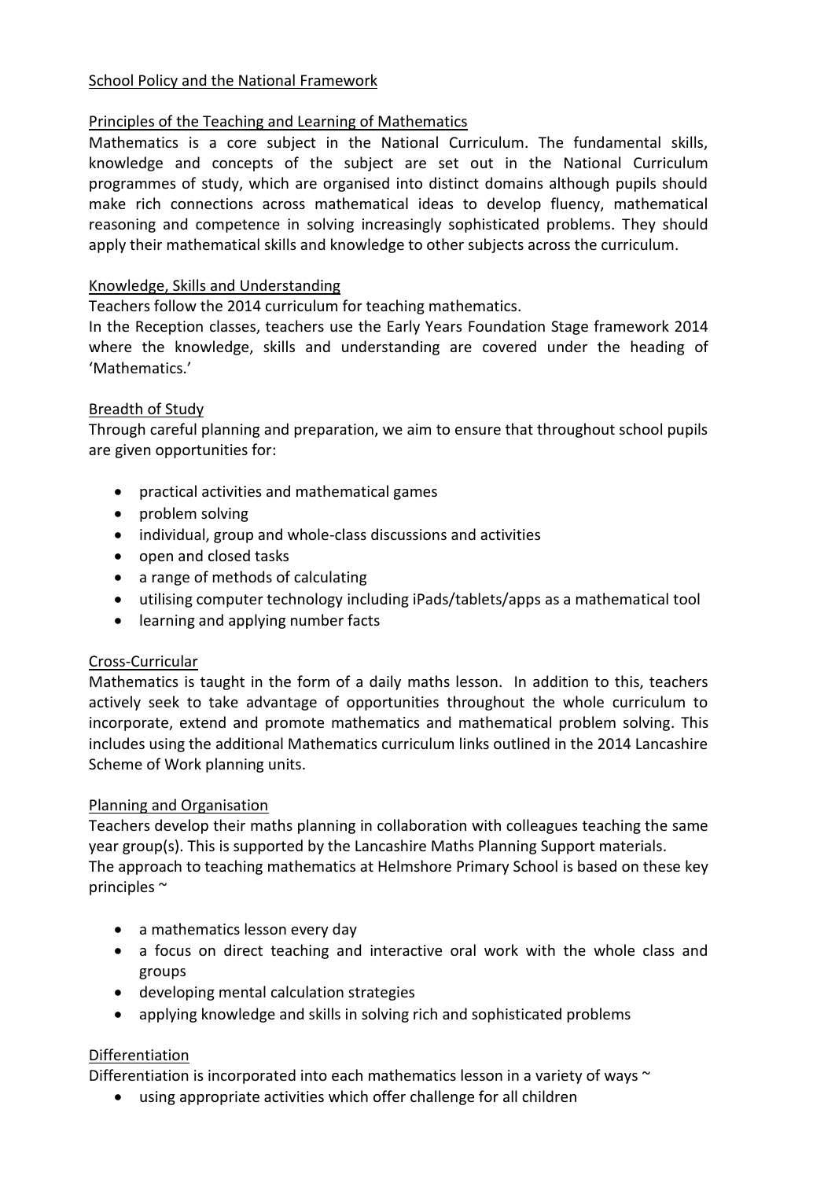## School Policy and the National Framework

### Principles of the Teaching and Learning of Mathematics

Mathematics is a core subject in the National Curriculum. The fundamental skills, knowledge and concepts of the subject are set out in the National Curriculum programmes of study, which are organised into distinct domains although pupils should make rich connections across mathematical ideas to develop fluency, mathematical reasoning and competence in solving increasingly sophisticated problems. They should apply their mathematical skills and knowledge to other subjects across the curriculum.

### Knowledge, Skills and Understanding

Teachers follow the 2014 curriculum for teaching mathematics.
In the Reception classes, teachers use the Early Years Foundation Stage framework 2014 where the knowledge, skills and understanding are covered under the heading of 'Mathematics.'

### Breadth of Study

Through careful planning and preparation, we aim to ensure that throughout school pupils are given opportunities for:

- practical activities and mathematical games
- problem solving
- individual, group and whole-class discussions and activities
- open and closed tasks
- a range of methods of calculating
- utilising computer technology including iPads/tablets/apps as a mathematical tool
- learning and applying number facts

### Cross-Curricular

Mathematics is taught in the form of a daily maths lesson. In addition to this, teachers actively seek to take advantage of opportunities throughout the whole curriculum to incorporate, extend and promote mathematics and mathematical problem solving. This includes using the additional Mathematics curriculum links outlined in the 2014 Lancashire Scheme of Work planning units.

### Planning and Organisation

Teachers develop their maths planning in collaboration with colleagues teaching the same year group(s). This is supported by the Lancashire Maths Planning Support materials.
The approach to teaching mathematics at Helmshore Primary School is based on these key principles ~

- a mathematics lesson every day
- a focus on direct teaching and interactive oral work with the whole class and groups
- developing mental calculation strategies
- applying knowledge and skills in solving rich and sophisticated problems

### Differentiation

Differentiation is incorporated into each mathematics lesson in a variety of ways ~

- using appropriate activities which offer challenge for all children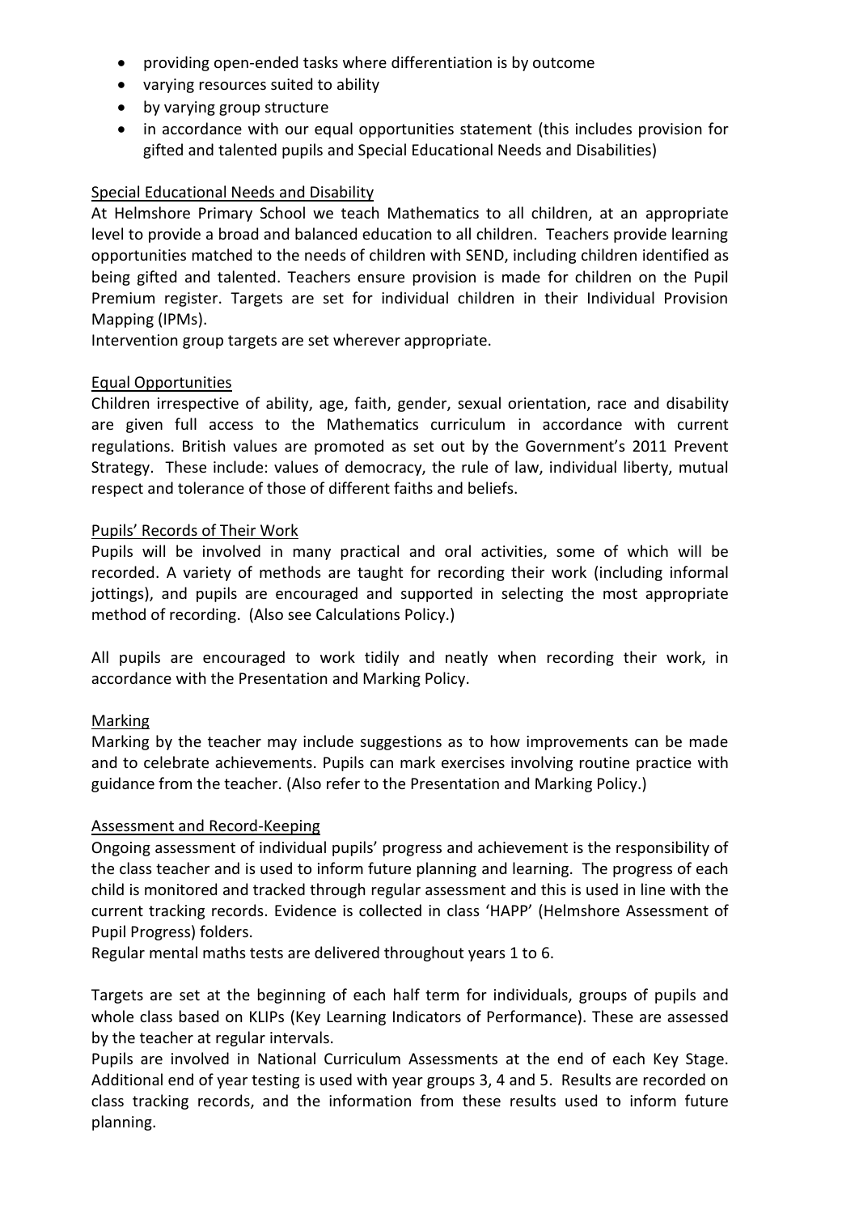- providing open-ended tasks where differentiation is by outcome
- varying resources suited to ability
- by varying group structure
- in accordance with our equal opportunities statement (this includes provision for gifted and talented pupils and Special Educational Needs and Disabilities)

## Special Educational Needs and Disability

At Helmshore Primary School we teach Mathematics to all children, at an appropriate level to provide a broad and balanced education to all children. Teachers provide learning opportunities matched to the needs of children with SEND, including children identified as being gifted and talented. Teachers ensure provision is made for children on the Pupil Premium register. Targets are set for individual children in their Individual Provision Mapping (IPMs).

Intervention group targets are set wherever appropriate.

## Equal Opportunities

Children irrespective of ability, age, faith, gender, sexual orientation, race and disability are given full access to the Mathematics curriculum in accordance with current regulations. British values are promoted as set out by the Government's 2011 Prevent Strategy. These include: values of democracy, the rule of law, individual liberty, mutual respect and tolerance of those of different faiths and beliefs.

## Pupils' Records of Their Work

Pupils will be involved in many practical and oral activities, some of which will be recorded. A variety of methods are taught for recording their work (including informal jottings), and pupils are encouraged and supported in selecting the most appropriate method of recording. (Also see Calculations Policy.)

All pupils are encouraged to work tidily and neatly when recording their work, in accordance with the Presentation and Marking Policy.

## Marking

Marking by the teacher may include suggestions as to how improvements can be made and to celebrate achievements. Pupils can mark exercises involving routine practice with guidance from the teacher. (Also refer to the Presentation and Marking Policy.)

## Assessment and Record-Keeping

Ongoing assessment of individual pupils' progress and achievement is the responsibility of the class teacher and is used to inform future planning and learning. The progress of each child is monitored and tracked through regular assessment and this is used in line with the current tracking records. Evidence is collected in class 'HAPP' (Helmshore Assessment of Pupil Progress) folders.

Regular mental maths tests are delivered throughout years 1 to 6.

Targets are set at the beginning of each half term for individuals, groups of pupils and whole class based on KLIPs (Key Learning Indicators of Performance). These are assessed by the teacher at regular intervals.

Pupils are involved in National Curriculum Assessments at the end of each Key Stage. Additional end of year testing is used with year groups 3, 4 and 5. Results are recorded on class tracking records, and the information from these results used to inform future planning.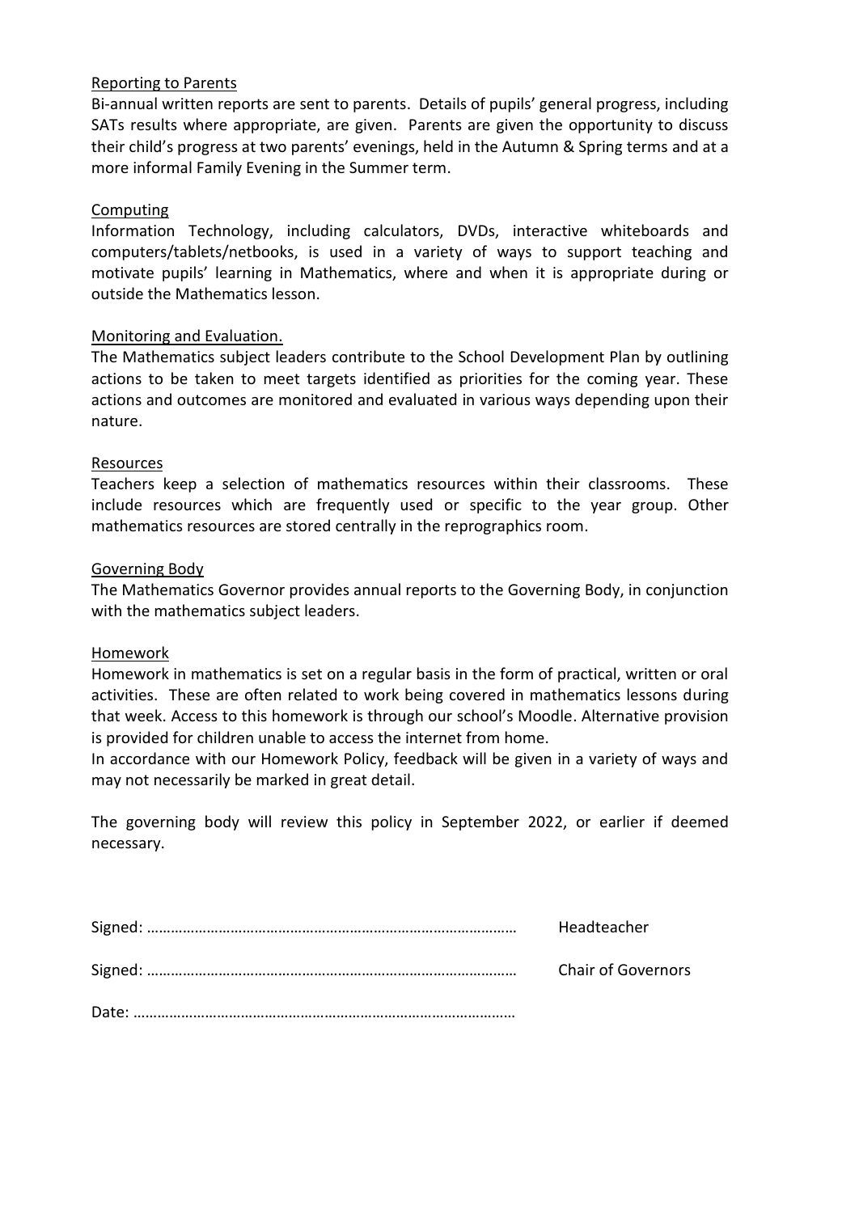Reporting to Parents

Bi-annual written reports are sent to parents. Details of pupils' general progress, including SATs results where appropriate, are given. Parents are given the opportunity to discuss their child's progress at two parents' evenings, held in the Autumn & Spring terms and at a more informal Family Evening in the Summer term.

Computing

Information Technology, including calculators, DVDs, interactive whiteboards and computers/tablets/netbooks, is used in a variety of ways to support teaching and motivate pupils' learning in Mathematics, where and when it is appropriate during or outside the Mathematics lesson.

Monitoring and Evaluation.

The Mathematics subject leaders contribute to the School Development Plan by outlining actions to be taken to meet targets identified as priorities for the coming year. These actions and outcomes are monitored and evaluated in various ways depending upon their nature.

Resources

Teachers keep a selection of mathematics resources within their classrooms. These include resources which are frequently used or specific to the year group. Other mathematics resources are stored centrally in the reprographics room.

Governing Body

The Mathematics Governor provides annual reports to the Governing Body, in conjunction with the mathematics subject leaders.

Homework

Homework in mathematics is set on a regular basis in the form of practical, written or oral activities. These are often related to work being covered in mathematics lessons during that week. Access to this homework is through our school's Moodle. Alternative provision is provided for children unable to access the internet from home.

In accordance with our Homework Policy, feedback will be given in a variety of ways and may not necessarily be marked in great detail.

The governing body will review this policy in September 2022, or earlier if deemed necessary.

Signed: ………………………………………………………………………………… Headteacher

Signed: ………………………………………………………………………………… Chair of Governors

Date: ……………………………………………………………………………………